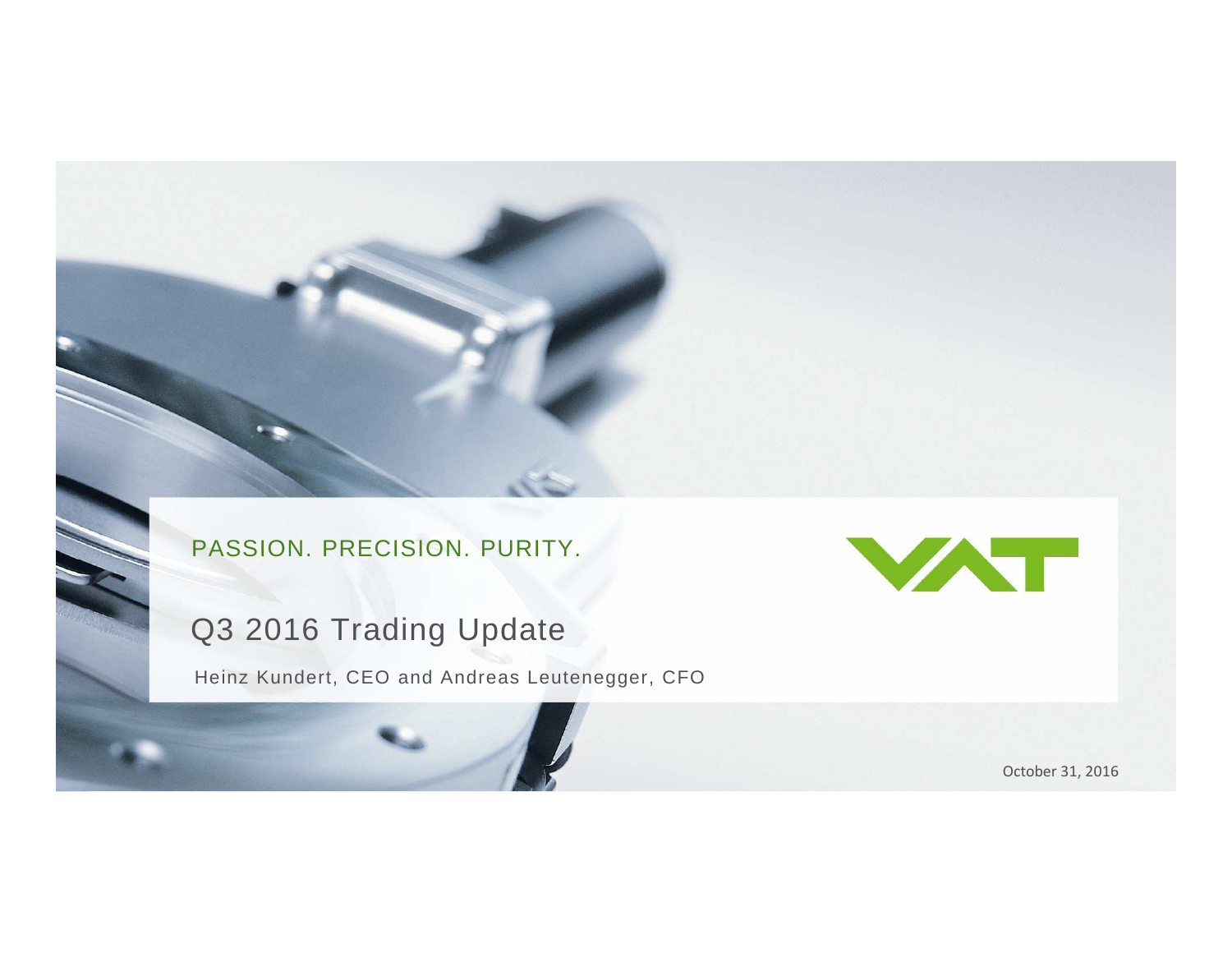PASSION. PRECISION. PURITY.

VAT

# Q3 2016 Trading Update

Heinz Kundert, CEO and Andreas Leutenegger, CFO

October 31, 2016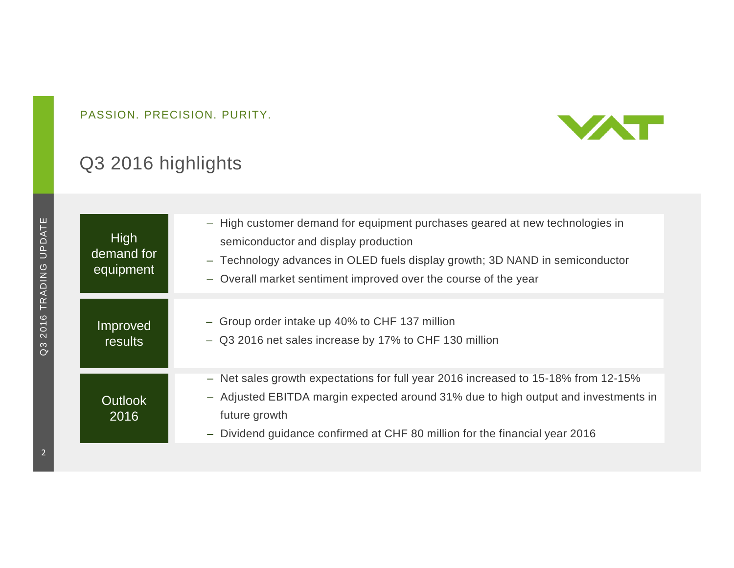PASSION. PRECISION. PURITY.

# Q3 2016 highlights

| | |
|---|---|
| High demand for equipment | – High customer demand for equipment purchases geared at new technologies in semiconductor and display production<br>– Technology advances in OLED fuels display growth; 3D NAND in semiconductor<br>– Overall market sentiment improved over the course of the year |
| Improved results | – Group order intake up 40% to CHF 137 million<br>– Q3 2016 net sales increase by 17% to CHF 130 million |
| Outlook 2016 | – Net sales growth expectations for full year 2016 increased to 15-18% from 12-15%<br>– Adjusted EBITDA margin expected around 31% due to high output and investments in future growth<br>– Dividend guidance confirmed at CHF 80 million for the financial year 2016 |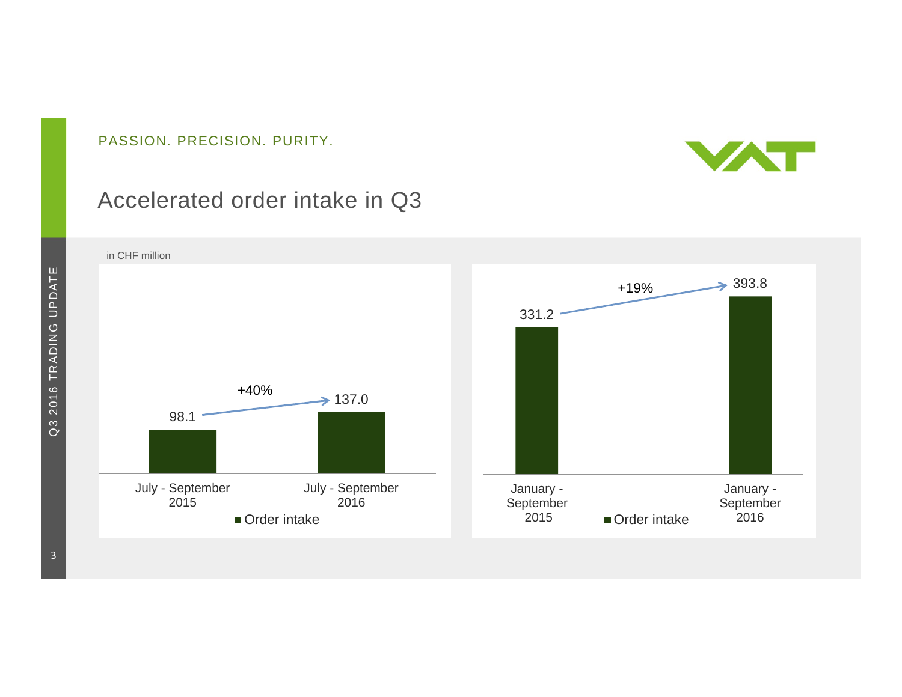PASSION. PRECISION. PURITY.

# Accelerated order intake in Q3

in CHF million

| Order intake | July - September 2015 | July - September 2016 | Change |
|---|---|---|---|
| Order intake | 98.1 | 137.0 | +40% |

| Order intake | January - September 2015 | January - September 2016 | Change |
|---|---|---|---|
| Order intake | 331.2 | 393.8 | +19% |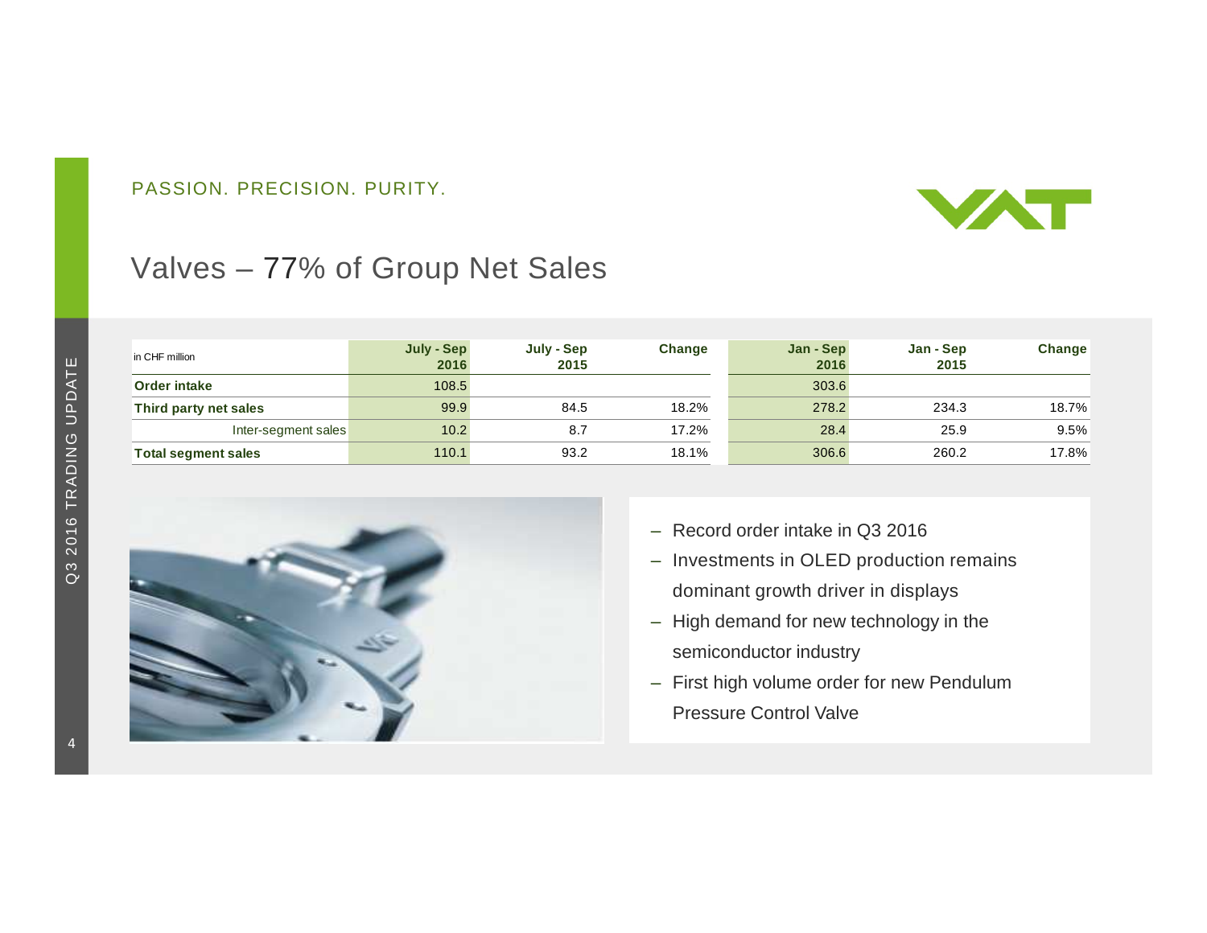PASSION. PRECISION. PURITY.

# Valves – 77% of Group Net Sales

| in CHF million | July - Sep 2016 | July - Sep 2015 | Change | Jan - Sep 2016 | Jan - Sep 2015 | Change |
|---|---|---|---|---|---|---|
| **Order intake** | 108.5 | | | 303.6 | | |
| **Third party net sales** | 99.9 | 84.5 | 18.2% | 278.2 | 234.3 | 18.7% |
| Inter-segment sales | 10.2 | 8.7 | 17.2% | 28.4 | 25.9 | 9.5% |
| **Total segment sales** | 110.1 | 93.2 | 18.1% | 306.6 | 260.2 | 17.8% |

- Record order intake in Q3 2016
- Investments in OLED production remains dominant growth driver in displays
- High demand for new technology in the semiconductor industry
- First high volume order for new Pendulum Pressure Control Valve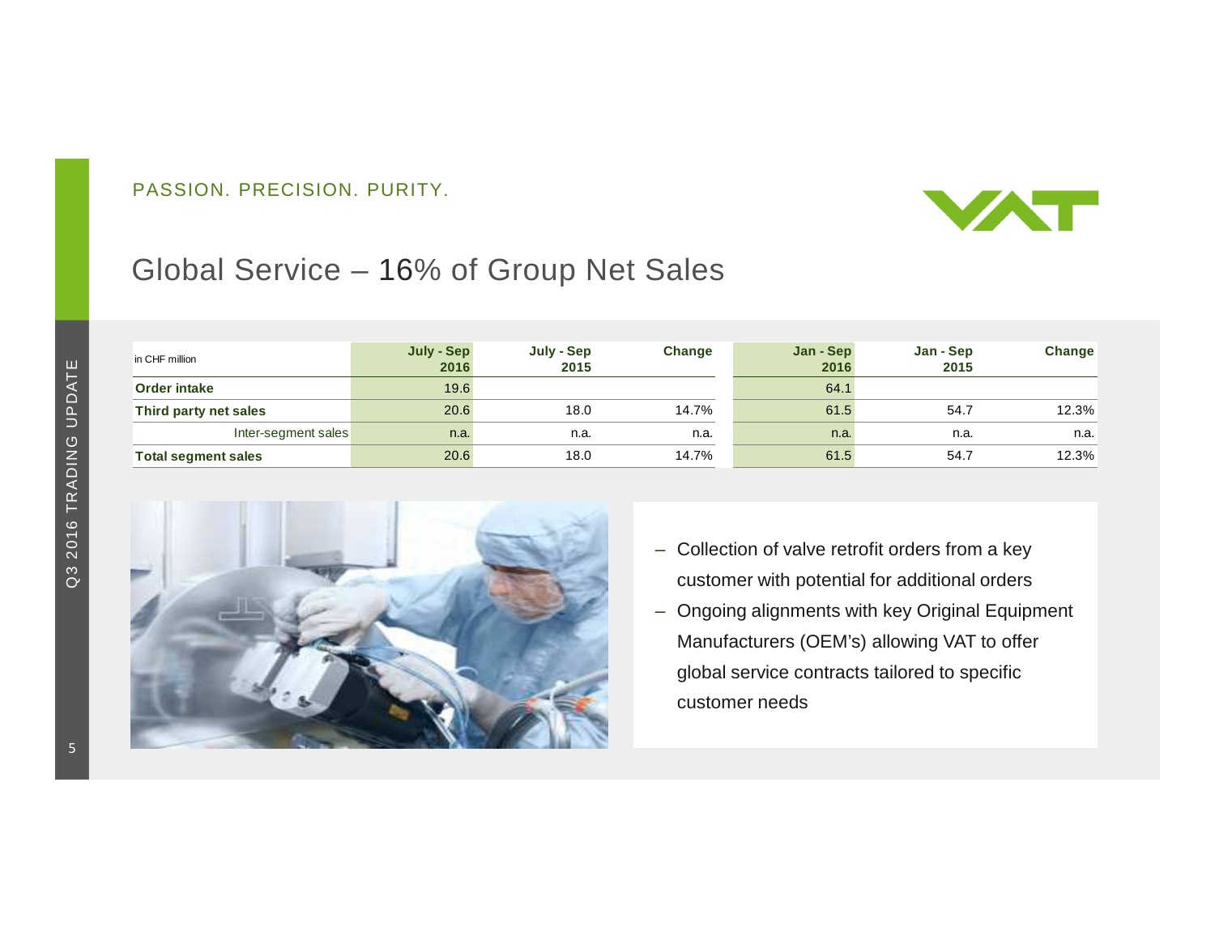PASSION. PRECISION. PURITY.

# Global Service – 16% of Group Net Sales

| in CHF million | July - Sep 2016 | July - Sep 2015 | Change | Jan - Sep 2016 | Jan - Sep 2015 | Change |
|---|---|---|---|---|---|---|
| **Order intake** | 19.6 | | | 64.1 | | |
| **Third party net sales** | 20.6 | 18.0 | 14.7% | 61.5 | 54.7 | 12.3% |
| Inter-segment sales | n.a. | n.a. | n.a. | n.a. | n.a. | n.a. |
| **Total segment sales** | 20.6 | 18.0 | 14.7% | 61.5 | 54.7 | 12.3% |

- Collection of valve retrofit orders from a key customer with potential for additional orders
- Ongoing alignments with key Original Equipment Manufacturers (OEM's) allowing VAT to offer global service contracts tailored to specific customer needs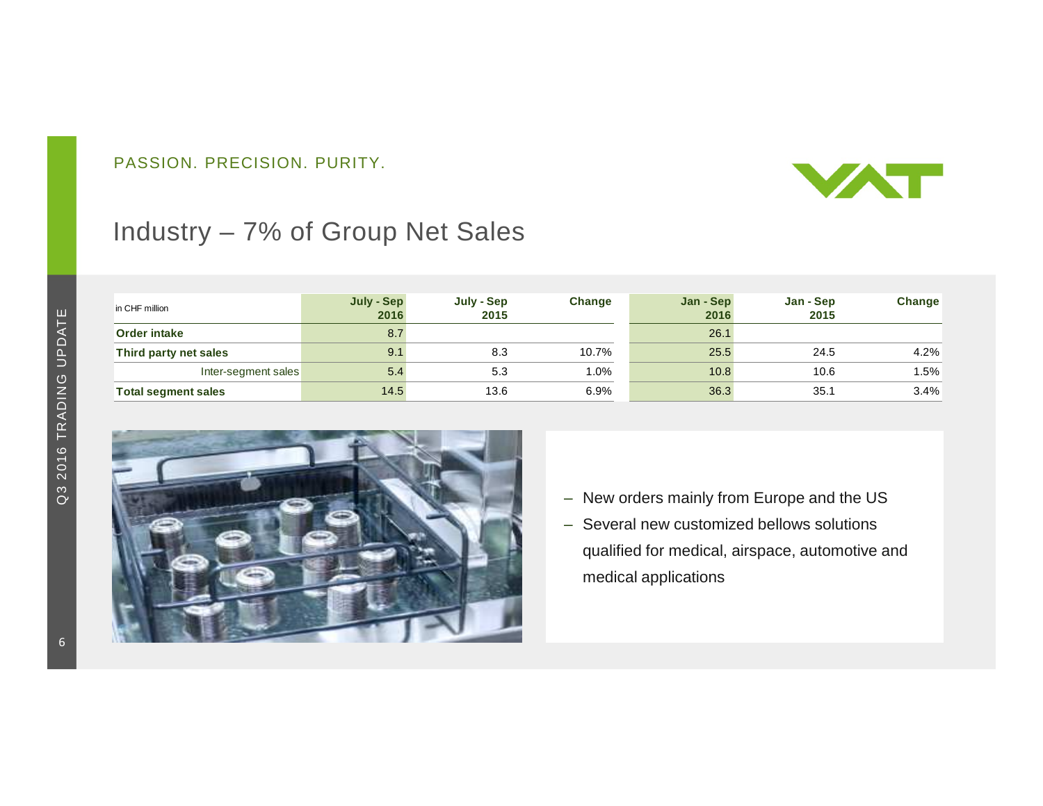PASSION. PRECISION. PURITY.

# Industry – 7% of Group Net Sales

| in CHF million | July - Sep 2016 | July - Sep 2015 | Change | Jan - Sep 2016 | Jan - Sep 2015 | Change |
|---|---|---|---|---|---|---|
| **Order intake** | 8.7 | | | 26.1 | | |
| **Third party net sales** | 9.1 | 8.3 | 10.7% | 25.5 | 24.5 | 4.2% |
| Inter-segment sales | 5.4 | 5.3 | 1.0% | 10.8 | 10.6 | 1.5% |
| **Total segment sales** | 14.5 | 13.6 | 6.9% | 36.3 | 35.1 | 3.4% |

- New orders mainly from Europe and the US
- Several new customized bellows solutions qualified for medical, airspace, automotive and medical applications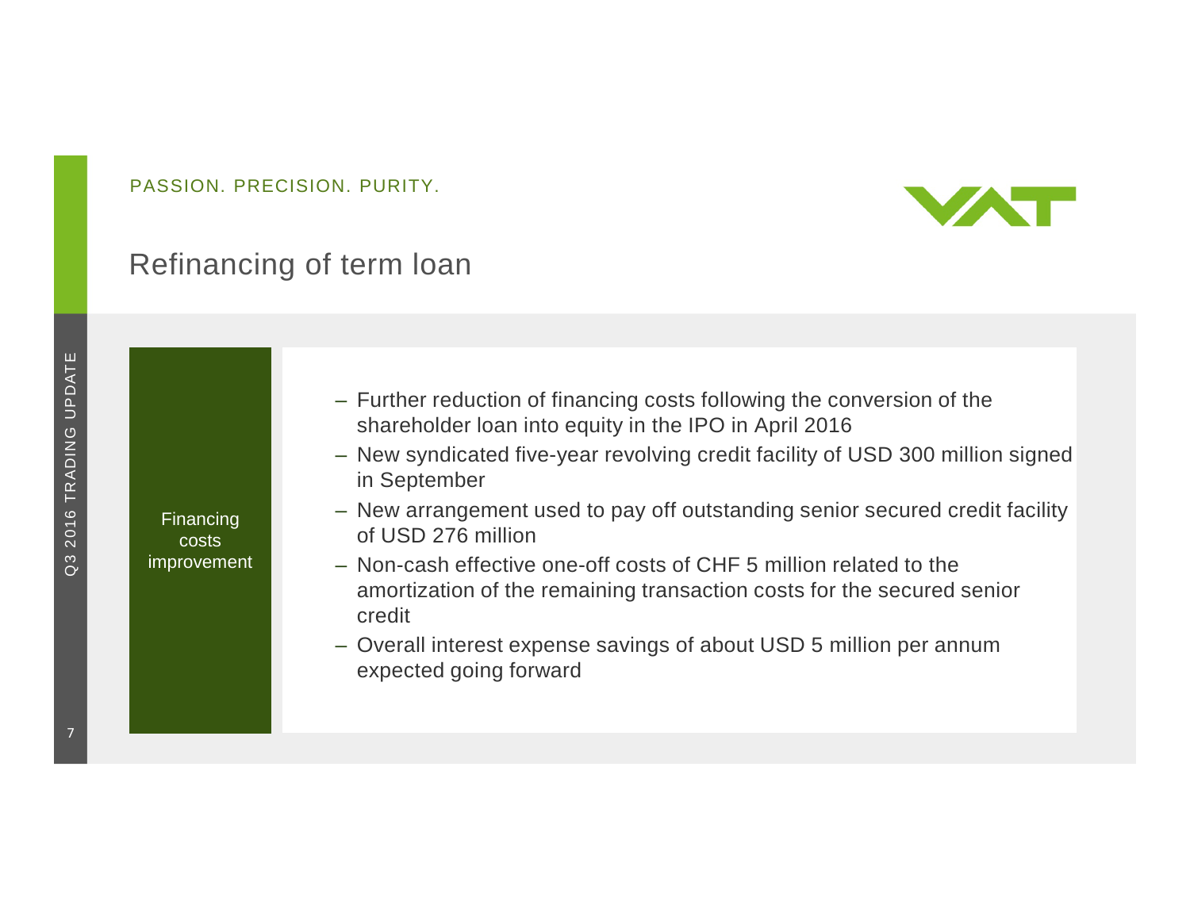PASSION. PRECISION. PURITY.

# Refinancing of term loan

**Financing costs improvement**

- Further reduction of financing costs following the conversion of the shareholder loan into equity in the IPO in April 2016
- New syndicated five-year revolving credit facility of USD 300 million signed in September
- New arrangement used to pay off outstanding senior secured credit facility of USD 276 million
- Non-cash effective one-off costs of CHF 5 million related to the amortization of the remaining transaction costs for the secured senior credit
- Overall interest expense savings of about USD 5 million per annum expected going forward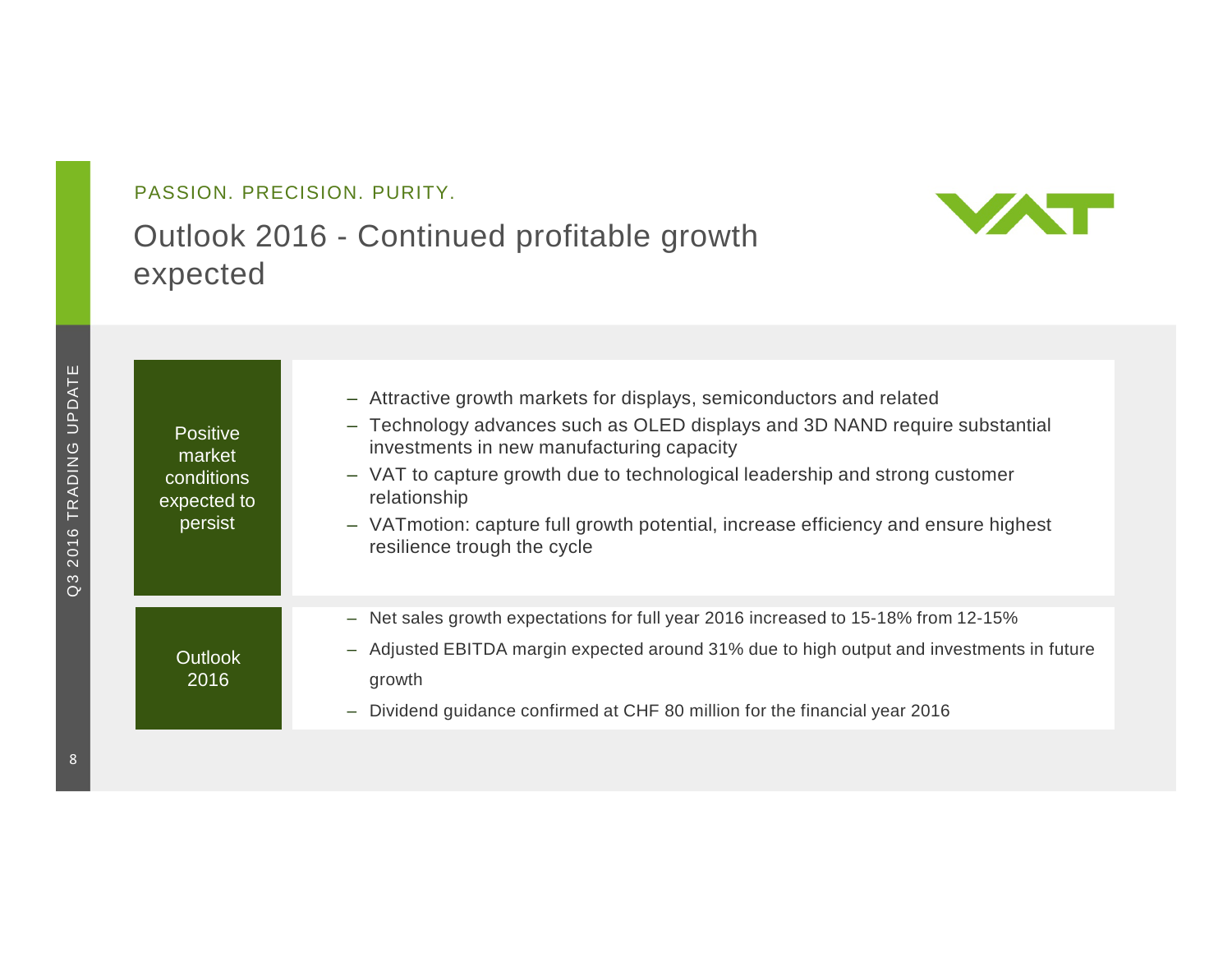PASSION. PRECISION. PURITY.

# Outlook 2016 - Continued profitable growth expected

**Positive market conditions expected to persist**

- Attractive growth markets for displays, semiconductors and related
- Technology advances such as OLED displays and 3D NAND require substantial investments in new manufacturing capacity
- VAT to capture growth due to technological leadership and strong customer relationship
- VATmotion: capture full growth potential, increase efficiency and ensure highest resilience trough the cycle

**Outlook 2016**

- Net sales growth expectations for full year 2016 increased to 15-18% from 12-15%
- Adjusted EBITDA margin expected around 31% due to high output and investments in future growth
- Dividend guidance confirmed at CHF 80 million for the financial year 2016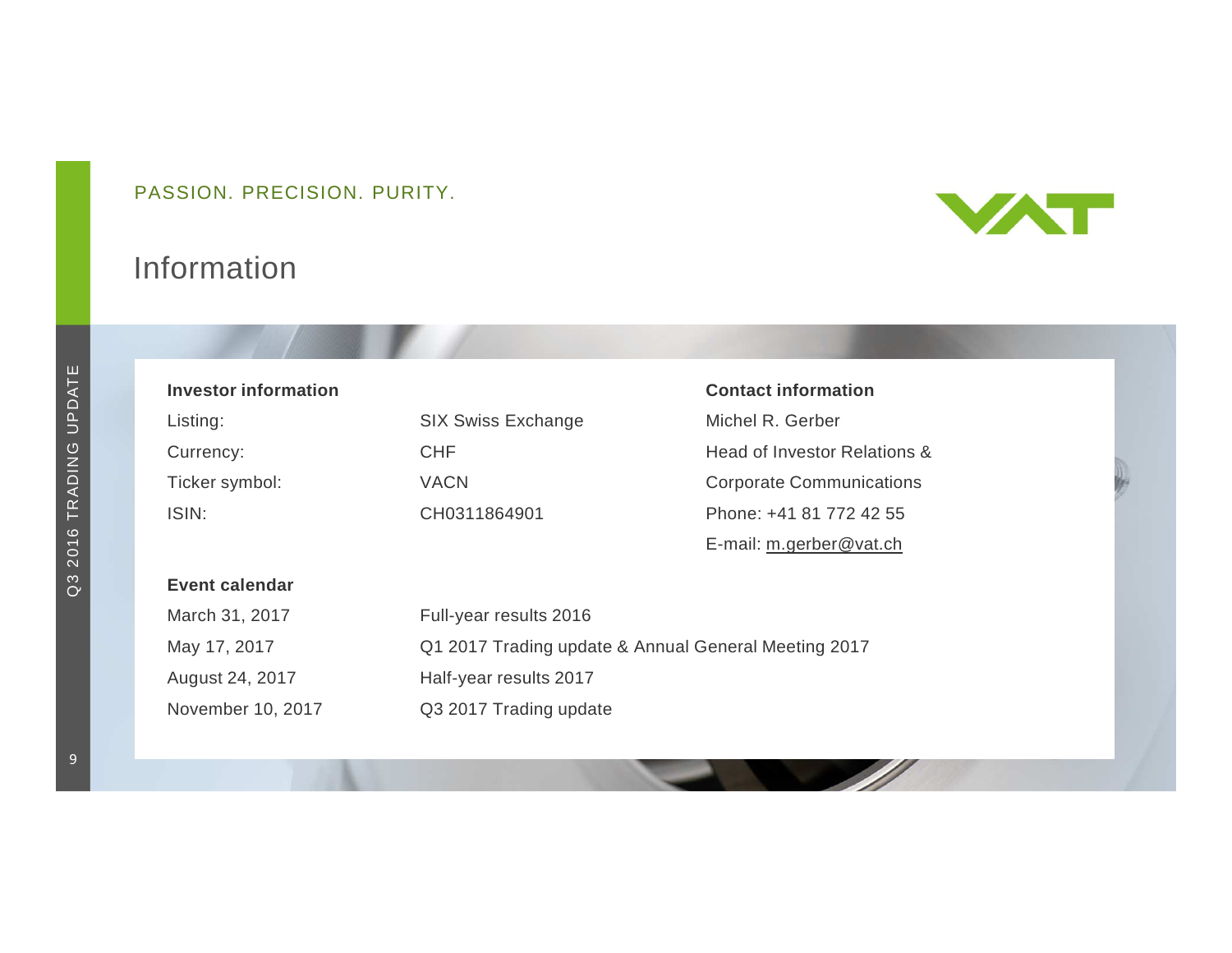PASSION. PRECISION. PURITY.

# Information

**Investor information**

| | |
|---|---|
| Listing: | SIX Swiss Exchange |
| Currency: | CHF |
| Ticker symbol: | VACN |
| ISIN: | CH0311864901 |

**Contact information**

Michel R. Gerber
Head of Investor Relations &
Corporate Communications
Phone: +41 81 772 42 55
E-mail: m.gerber@vat.ch

**Event calendar**

| | |
|---|---|
| March 31, 2017 | Full-year results 2016 |
| May 17, 2017 | Q1 2017 Trading update & Annual General Meeting 2017 |
| August 24, 2017 | Half-year results 2017 |
| November 10, 2017 | Q3 2017 Trading update |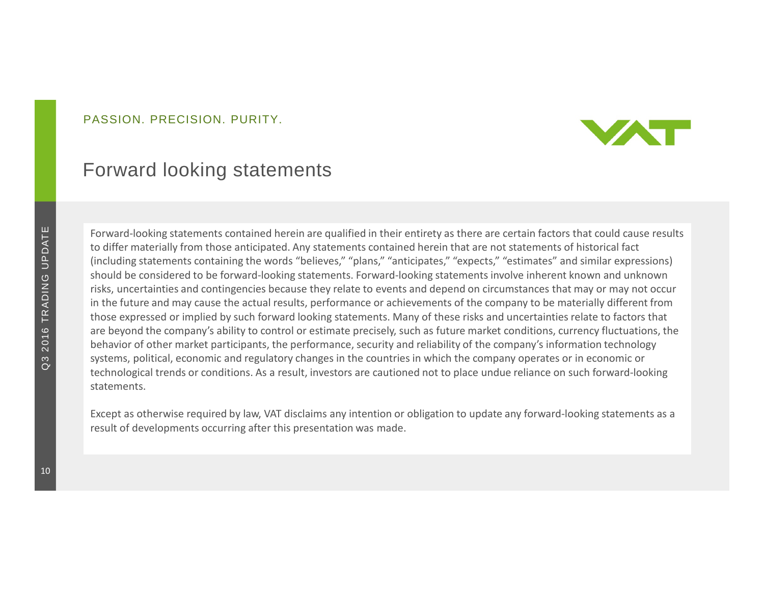PASSION. PRECISION. PURITY.

# Forward looking statements

Forward-looking statements contained herein are qualified in their entirety as there are certain factors that could cause results to differ materially from those anticipated. Any statements contained herein that are not statements of historical fact (including statements containing the words “believes,” “plans,” “anticipates,” “expects,” “estimates” and similar expressions) should be considered to be forward-looking statements. Forward-looking statements involve inherent known and unknown risks, uncertainties and contingencies because they relate to events and depend on circumstances that may or may not occur in the future and may cause the actual results, performance or achievements of the company to be materially different from those expressed or implied by such forward looking statements. Many of these risks and uncertainties relate to factors that are beyond the company’s ability to control or estimate precisely, such as future market conditions, currency fluctuations, the behavior of other market participants, the performance, security and reliability of the company’s information technology systems, political, economic and regulatory changes in the countries in which the company operates or in economic or technological trends or conditions. As a result, investors are cautioned not to place undue reliance on such forward-looking statements.

Except as otherwise required by law, VAT disclaims any intention or obligation to update any forward-looking statements as a result of developments occurring after this presentation was made.